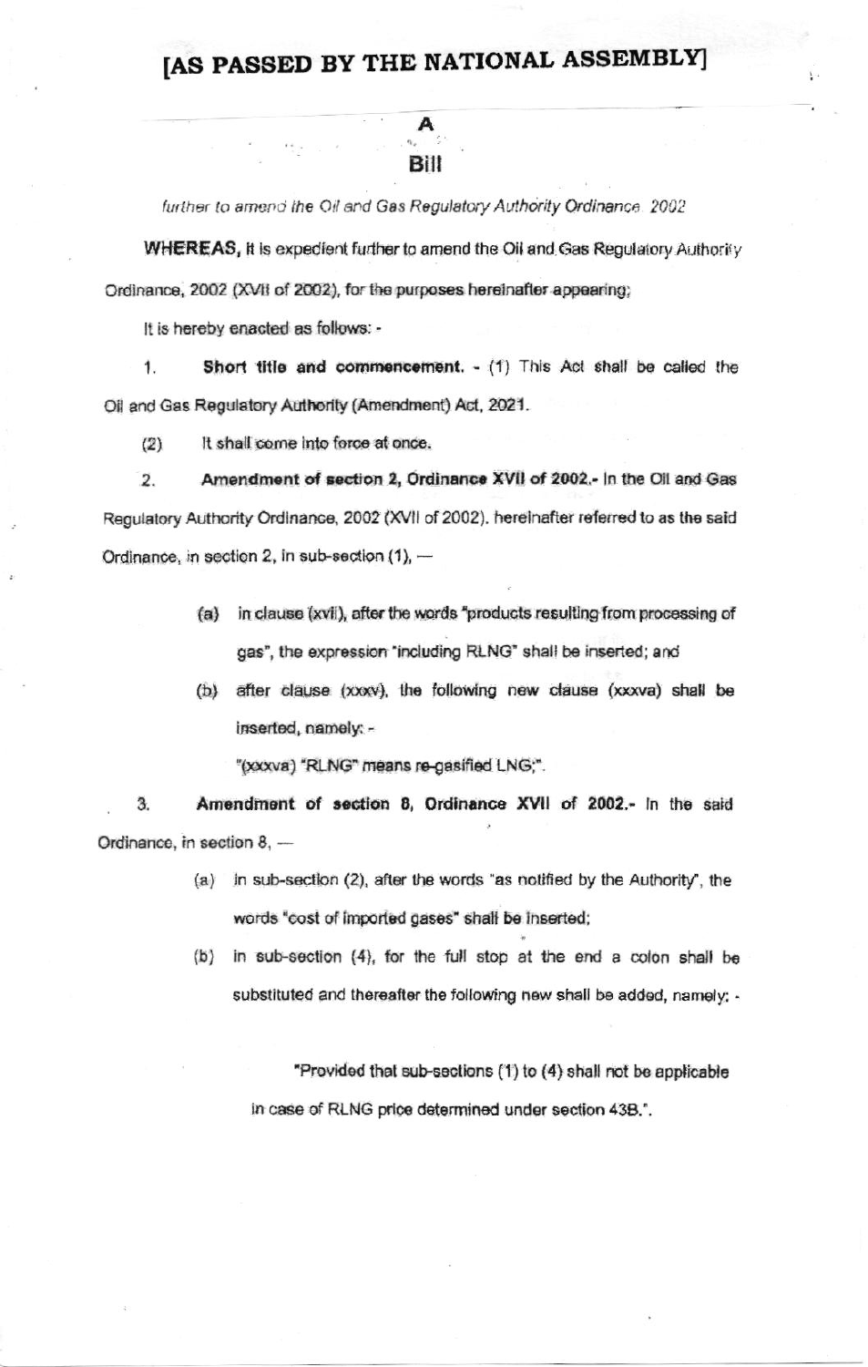# [AS PASSED BY THE NATIONAL ASSEMBLY]

## A

## Bill

*further to amend the Oil and Gas Regulatory Authority Ordinance, 2002*

**WHEREAS,** it is expedient further to amend the Oil and Gas Regulatory Authority Ordinance, 2002 (XVII of 2002), for the purposes hereinafter appearing;

It is hereby enacted as follows: -

1. **Short title and commencement.** - (1) This Act shall be called the Oil and Gas Regulatory Authority (Amendment) Act, 2021.

   (2) It shall come into force at once.

2. **Amendment of section 2, Ordinance XVII of 2002.-** In the Oil and Gas Regulatory Authority Ordinance, 2002 (XVII of 2002), hereinafter referred to as the said Ordinance, in section 2, in sub-section (1), —

   (a) in clause (xvii), after the words "products resulting from processing of gas", the expression "including RLNG" shall be inserted; and

   (b) after clause (xxxv), the following new clause (xxxva) shall be inserted, namely: -

   "(xxxva) "RLNG" means re-gasified LNG;".

3. **Amendment of section 8, Ordinance XVII of 2002.-** In the said Ordinance, in section 8, —

   (a) in sub-section (2), after the words "as notified by the Authority", the words "cost of imported gases" shall be inserted;

   (b) in sub-section (4), for the full stop at the end a colon shall be substituted and thereafter the following new shall be added, namely: -

   "Provided that sub-sections (1) to (4) shall not be applicable in case of RLNG price determined under section 43B.".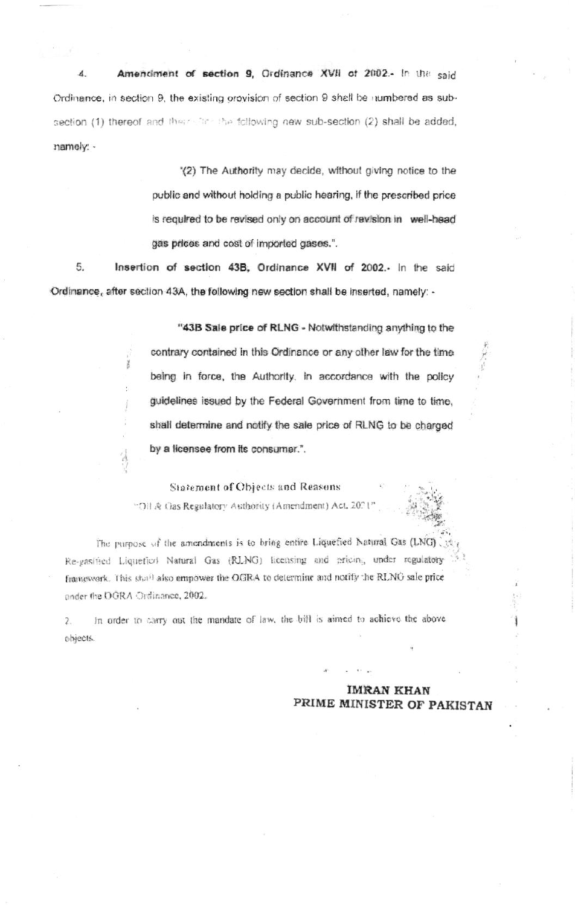4. **Amendment of section 9, Ordinance XVII of 2002.-** In the said Ordinance, in section 9, the existing provision of section 9 shall be numbered as sub-section (1) thereof and thereafter the following new sub-section (2) shall be added, namely: -

> "(2) The Authority may decide, without giving notice to the public and without holding a public hearing, if the prescribed price is required to be revised only on account of revision in well-head gas prices and cost of imported gases.".

5. **Insertion of section 43B, Ordinance XVII of 2002.-** In the said Ordinance, after section 43A, the following new section shall be inserted, namely: -

> **"43B Sale price of RLNG -** Notwithstanding anything to the contrary contained in this Ordinance or any other law for the time being in force, the Authority, in accordance with the policy guidelines issued by the Federal Government from time to time, shall determine and notify the sale price of RLNG to be charged by a licensee from its consumer.".

## Statement of Objects and Reasons

"Oil & Gas Regulatory Authority (Amendment) Act, 2021"

The purpose of the amendments is to bring entire Liquefied Natural Gas (LNG) & Re-gasified Liquefied Natural Gas (RLNG) licensing and pricing under regulatory framework. This shall also empower the OGRA to determine and notify the RLNG sale price under the OGRA Ordinance, 2002.

2. In order to carry out the mandate of law, the bill is aimed to achieve the above objects.

**IMRAN KHAN**
**PRIME MINISTER OF PAKISTAN**